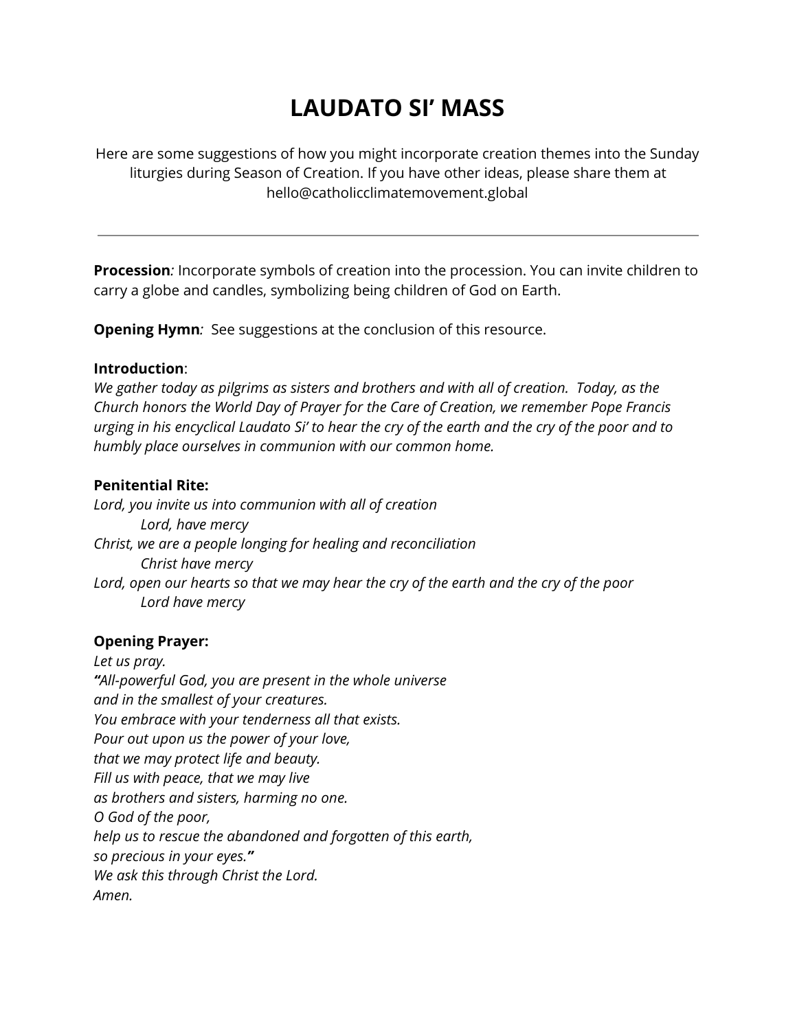# LAUDATO SI' MASS

Here are some suggestions of how you might incorporate creation themes into the Sunday liturgies during Season of Creation. If you have other ideas, please share them at hello@catholicclimatemovement.global

---

**Procession***:* Incorporate symbols of creation into the procession. You can invite children to carry a globe and candles, symbolizing being children of God on Earth.

**Opening Hymn***:* See suggestions at the conclusion of this resource.

**Introduction**:
*We gather today as pilgrims as sisters and brothers and with all of creation. Today, as the Church honors the World Day of Prayer for the Care of Creation, we remember Pope Francis urging in his encyclical Laudato Si' to hear the cry of the earth and the cry of the poor and to humbly place ourselves in communion with our common home.*

**Penitential Rite:**
*Lord, you invite us into communion with all of creation*
    *Lord, have mercy*
*Christ, we are a people longing for healing and reconciliation*
    *Christ have mercy*
*Lord, open our hearts so that we may hear the cry of the earth and the cry of the poor*
    *Lord have mercy*

**Opening Prayer:**
*Let us pray.*
***"****All-powerful God, you are present in the whole universe*
*and in the smallest of your creatures.*
*You embrace with your tenderness all that exists.*
*Pour out upon us the power of your love,*
*that we may protect life and beauty.*
*Fill us with peace, that we may live*
*as brothers and sisters, harming no one.*
*O God of the poor,*
*help us to rescue the abandoned and forgotten of this earth,*
*so precious in your eyes.****"***
*We ask this through Christ the Lord.*
*Amen.*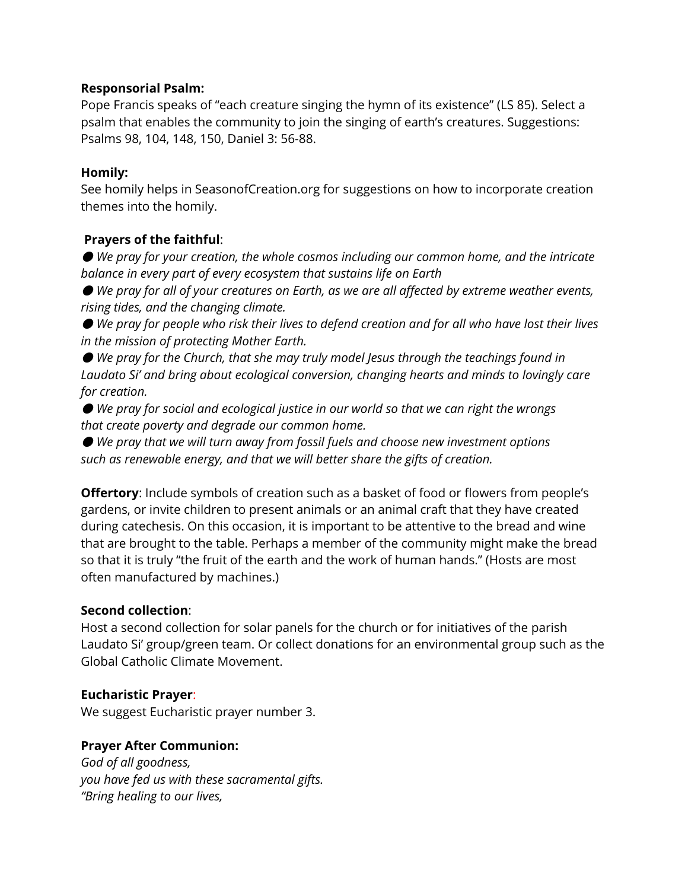**Responsorial Psalm:**
Pope Francis speaks of "each creature singing the hymn of its existence" (LS 85). Select a psalm that enables the community to join the singing of earth's creatures. Suggestions: Psalms 98, 104, 148, 150, Daniel 3: 56-88.

**Homily:**
See homily helps in SeasonofCreation.org for suggestions on how to incorporate creation themes into the homily.

**Prayers of the faithful**:

- *We pray for your creation, the whole cosmos including our common home, and the intricate balance in every part of every ecosystem that sustains life on Earth*
- *We pray for all of your creatures on Earth, as we are all affected by extreme weather events, rising tides, and the changing climate.*
- *We pray for people who risk their lives to defend creation and for all who have lost their lives in the mission of protecting Mother Earth.*
- *We pray for the Church, that she may truly model Jesus through the teachings found in Laudato Si' and bring about ecological conversion, changing hearts and minds to lovingly care for creation.*
- *We pray for social and ecological justice in our world so that we can right the wrongs that create poverty and degrade our common home.*
- *We pray that we will turn away from fossil fuels and choose new investment options such as renewable energy, and that we will better share the gifts of creation.*

**Offertory**: Include symbols of creation such as a basket of food or flowers from people's gardens, or invite children to present animals or an animal craft that they have created during catechesis. On this occasion, it is important to be attentive to the bread and wine that are brought to the table. Perhaps a member of the community might make the bread so that it is truly "the fruit of the earth and the work of human hands." (Hosts are most often manufactured by machines.)

**Second collection**:
Host a second collection for solar panels for the church or for initiatives of the parish Laudato Si' group/green team. Or collect donations for an environmental group such as the Global Catholic Climate Movement.

**Eucharistic Prayer**:
We suggest Eucharistic prayer number 3.

**Prayer After Communion:**
*God of all goodness,*
*you have fed us with these sacramental gifts.*
*"Bring healing to our lives,*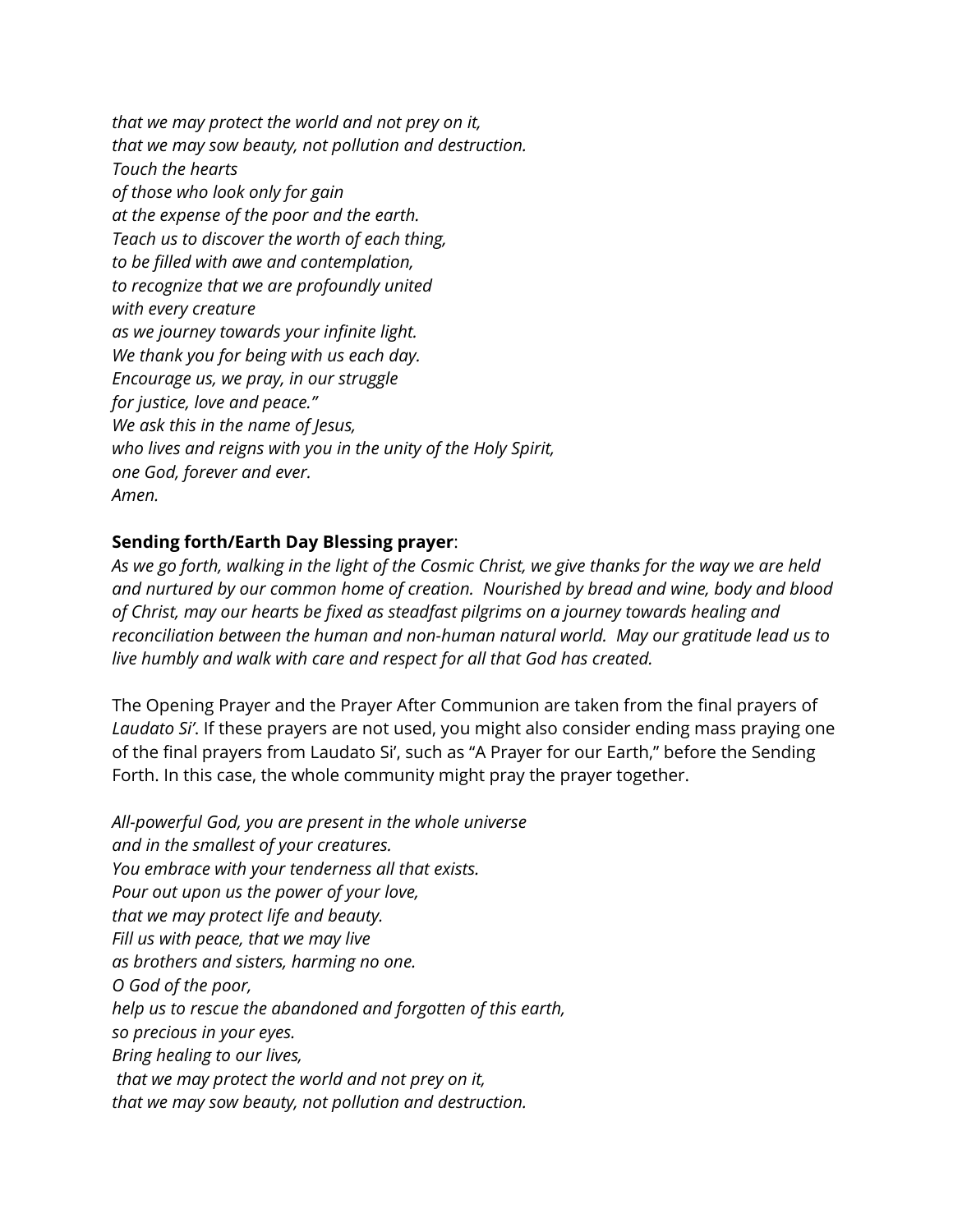*that we may protect the world and not prey on it,*
*that we may sow beauty, not pollution and destruction.*
*Touch the hearts*
*of those who look only for gain*
*at the expense of the poor and the earth.*
*Teach us to discover the worth of each thing,*
*to be filled with awe and contemplation,*
*to recognize that we are profoundly united*
*with every creature*
*as we journey towards your infinite light.*
*We thank you for being with us each day.*
*Encourage us, we pray, in our struggle*
*for justice, love and peace."*
*We ask this in the name of Jesus,*
*who lives and reigns with you in the unity of the Holy Spirit,*
*one God, forever and ever.*
*Amen.*

**Sending forth/Earth Day Blessing prayer**:
*As we go forth, walking in the light of the Cosmic Christ, we give thanks for the way we are held and nurtured by our common home of creation. Nourished by bread and wine, body and blood of Christ, may our hearts be fixed as steadfast pilgrims on a journey towards healing and reconciliation between the human and non-human natural world. May our gratitude lead us to live humbly and walk with care and respect for all that God has created.*

The Opening Prayer and the Prayer After Communion are taken from the final prayers of *Laudato Si'*. If these prayers are not used, you might also consider ending mass praying one of the final prayers from Laudato Si', such as "A Prayer for our Earth," before the Sending Forth. In this case, the whole community might pray the prayer together.

*All-powerful God, you are present in the whole universe*
*and in the smallest of your creatures.*
*You embrace with your tenderness all that exists.*
*Pour out upon us the power of your love,*
*that we may protect life and beauty.*
*Fill us with peace, that we may live*
*as brothers and sisters, harming no one.*
*O God of the poor,*
*help us to rescue the abandoned and forgotten of this earth,*
*so precious in your eyes.*
*Bring healing to our lives,*
*that we may protect the world and not prey on it,*
*that we may sow beauty, not pollution and destruction.*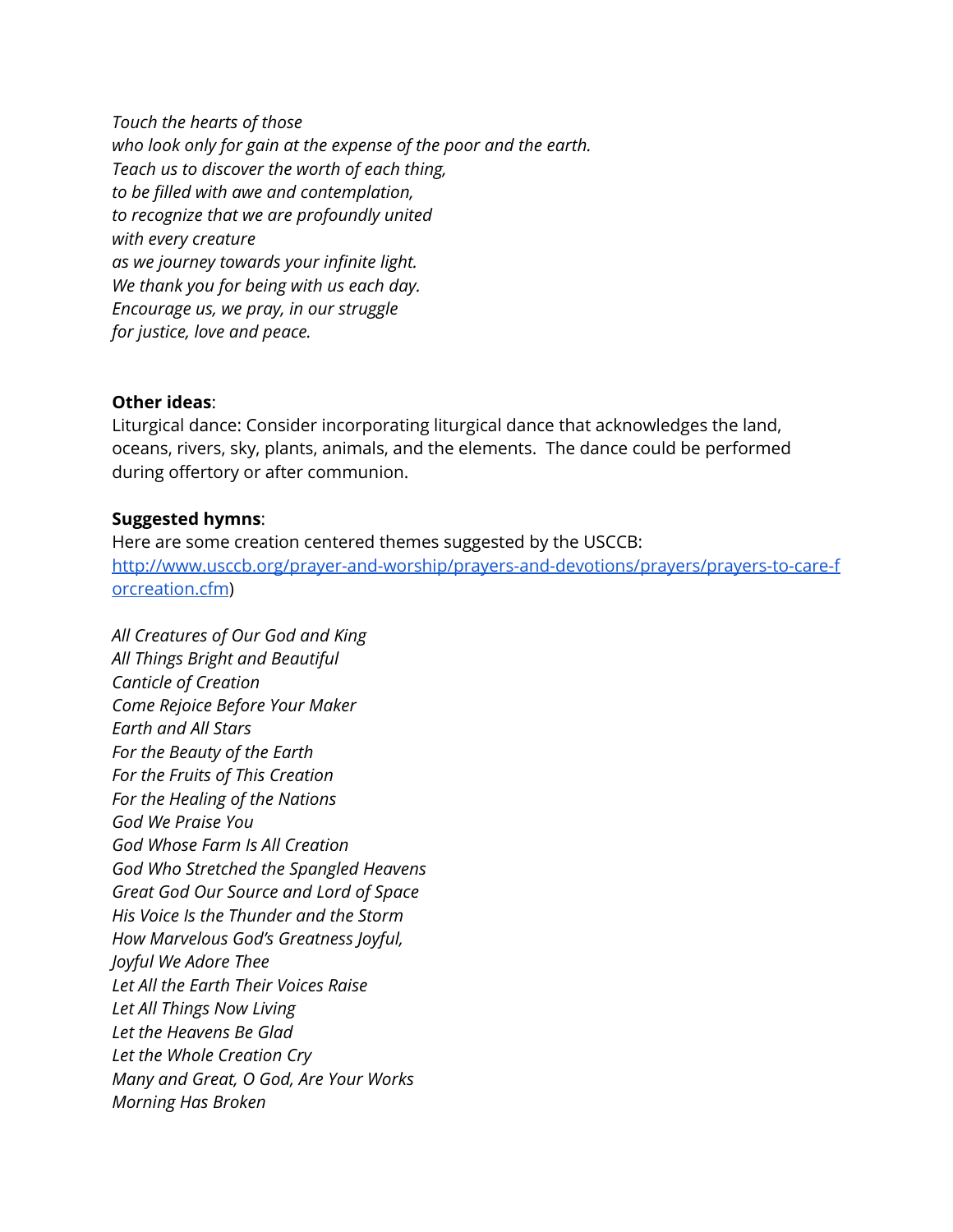*Touch the hearts of those*
*who look only for gain at the expense of the poor and the earth.*
*Teach us to discover the worth of each thing,*
*to be filled with awe and contemplation,*
*to recognize that we are profoundly united*
*with every creature*
*as we journey towards your infinite light.*
*We thank you for being with us each day.*
*Encourage us, we pray, in our struggle*
*for justice, love and peace.*

**Other ideas**:
Liturgical dance: Consider incorporating liturgical dance that acknowledges the land, oceans, rivers, sky, plants, animals, and the elements. The dance could be performed during offertory or after communion.

**Suggested hymns**:
Here are some creation centered themes suggested by the USCCB: [http://www.usccb.org/prayer-and-worship/prayers-and-devotions/prayers/prayers-to-care-forcreation.cfm](http://www.usccb.org/prayer-and-worship/prayers-and-devotions/prayers/prayers-to-care-forcreation.cfm))

*All Creatures of Our God and King*
*All Things Bright and Beautiful*
*Canticle of Creation*
*Come Rejoice Before Your Maker*
*Earth and All Stars*
*For the Beauty of the Earth*
*For the Fruits of This Creation*
*For the Healing of the Nations*
*God We Praise You*
*God Whose Farm Is All Creation*
*God Who Stretched the Spangled Heavens*
*Great God Our Source and Lord of Space*
*His Voice Is the Thunder and the Storm*
*How Marvelous God's Greatness Joyful,*
*Joyful We Adore Thee*
*Let All the Earth Their Voices Raise*
*Let All Things Now Living*
*Let the Heavens Be Glad*
*Let the Whole Creation Cry*
*Many and Great, O God, Are Your Works*
*Morning Has Broken*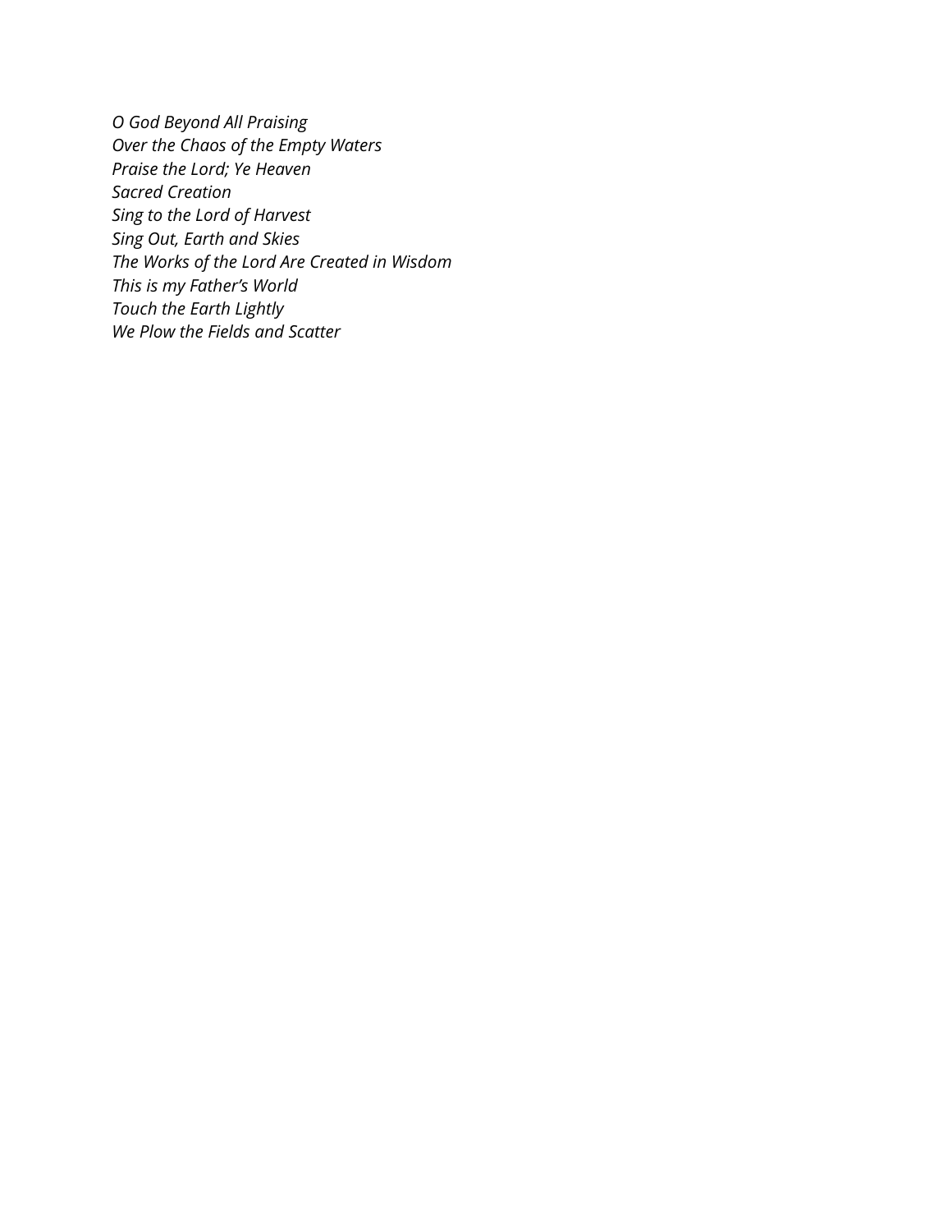*O God Beyond All Praising*
*Over the Chaos of the Empty Waters*
*Praise the Lord; Ye Heaven*
*Sacred Creation*
*Sing to the Lord of Harvest*
*Sing Out, Earth and Skies*
*The Works of the Lord Are Created in Wisdom*
*This is my Father's World*
*Touch the Earth Lightly*
*We Plow the Fields and Scatter*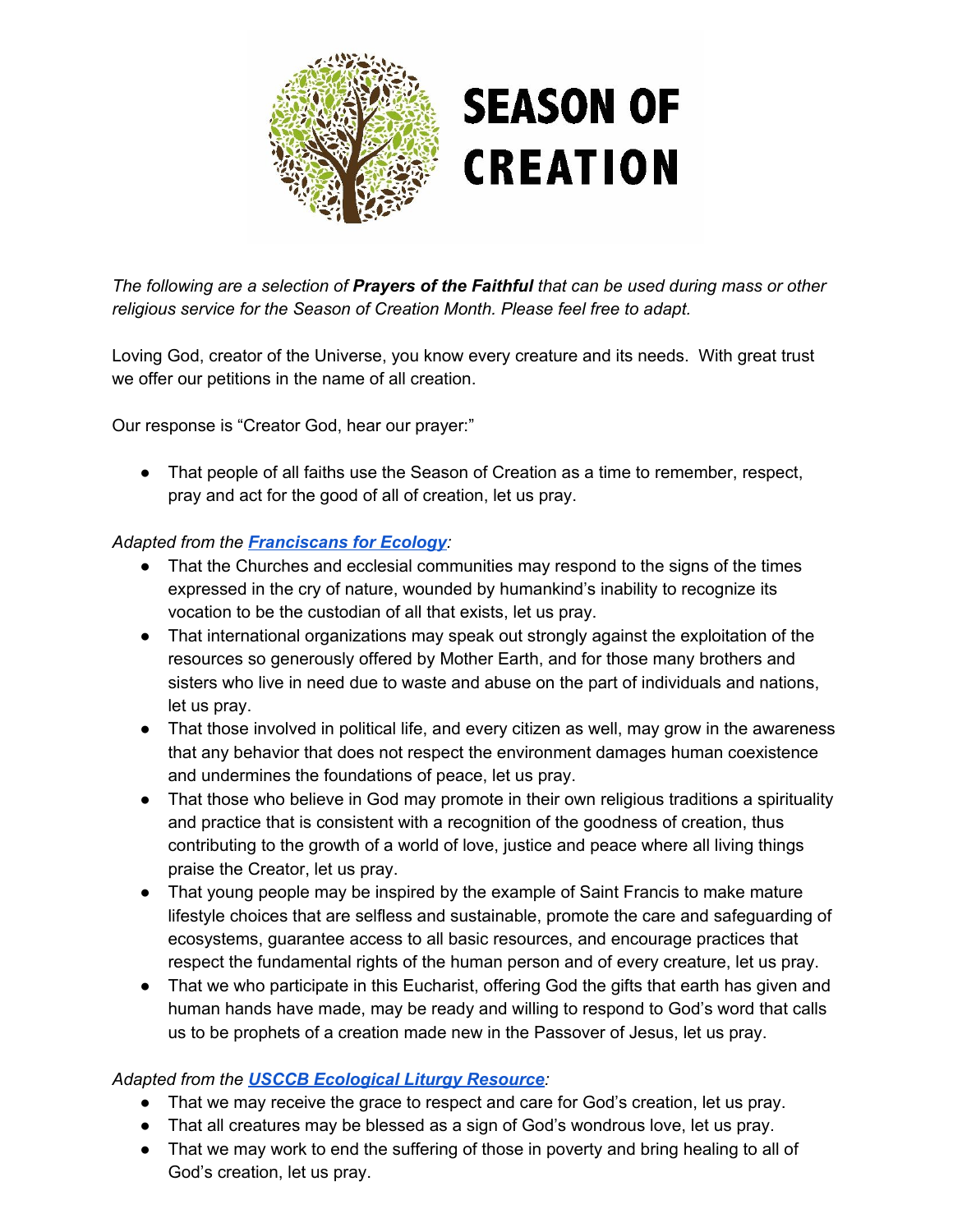# SEASON OF CREATION

*The following are a selection of **Prayers of the Faithful** that can be used during mass or other religious service for the Season of Creation Month. Please feel free to adapt.*

Loving God, creator of the Universe, you know every creature and its needs. With great trust we offer our petitions in the name of all creation.

Our response is "Creator God, hear our prayer:"

- That people of all faiths use the Season of Creation as a time to remember, respect, pray and act for the good of all of creation, let us pray.

*Adapted from the* ***Franciscans for Ecology****:*

- That the Churches and ecclesial communities may respond to the signs of the times expressed in the cry of nature, wounded by humankind's inability to recognize its vocation to be the custodian of all that exists, let us pray.
- That international organizations may speak out strongly against the exploitation of the resources so generously offered by Mother Earth, and for those many brothers and sisters who live in need due to waste and abuse on the part of individuals and nations, let us pray.
- That those involved in political life, and every citizen as well, may grow in the awareness that any behavior that does not respect the environment damages human coexistence and undermines the foundations of peace, let us pray.
- That those who believe in God may promote in their own religious traditions a spirituality and practice that is consistent with a recognition of the goodness of creation, thus contributing to the growth of a world of love, justice and peace where all living things praise the Creator, let us pray.
- That young people may be inspired by the example of Saint Francis to make mature lifestyle choices that are selfless and sustainable, promote the care and safeguarding of ecosystems, guarantee access to all basic resources, and encourage practices that respect the fundamental rights of the human person and of every creature, let us pray.
- That we who participate in this Eucharist, offering God the gifts that earth has given and human hands have made, may be ready and willing to respond to God's word that calls us to be prophets of a creation made new in the Passover of Jesus, let us pray.

*Adapted from the* ***USCCB Ecological Liturgy Resource****:*

- That we may receive the grace to respect and care for God's creation, let us pray.
- That all creatures may be blessed as a sign of God's wondrous love, let us pray.
- That we may work to end the suffering of those in poverty and bring healing to all of God's creation, let us pray.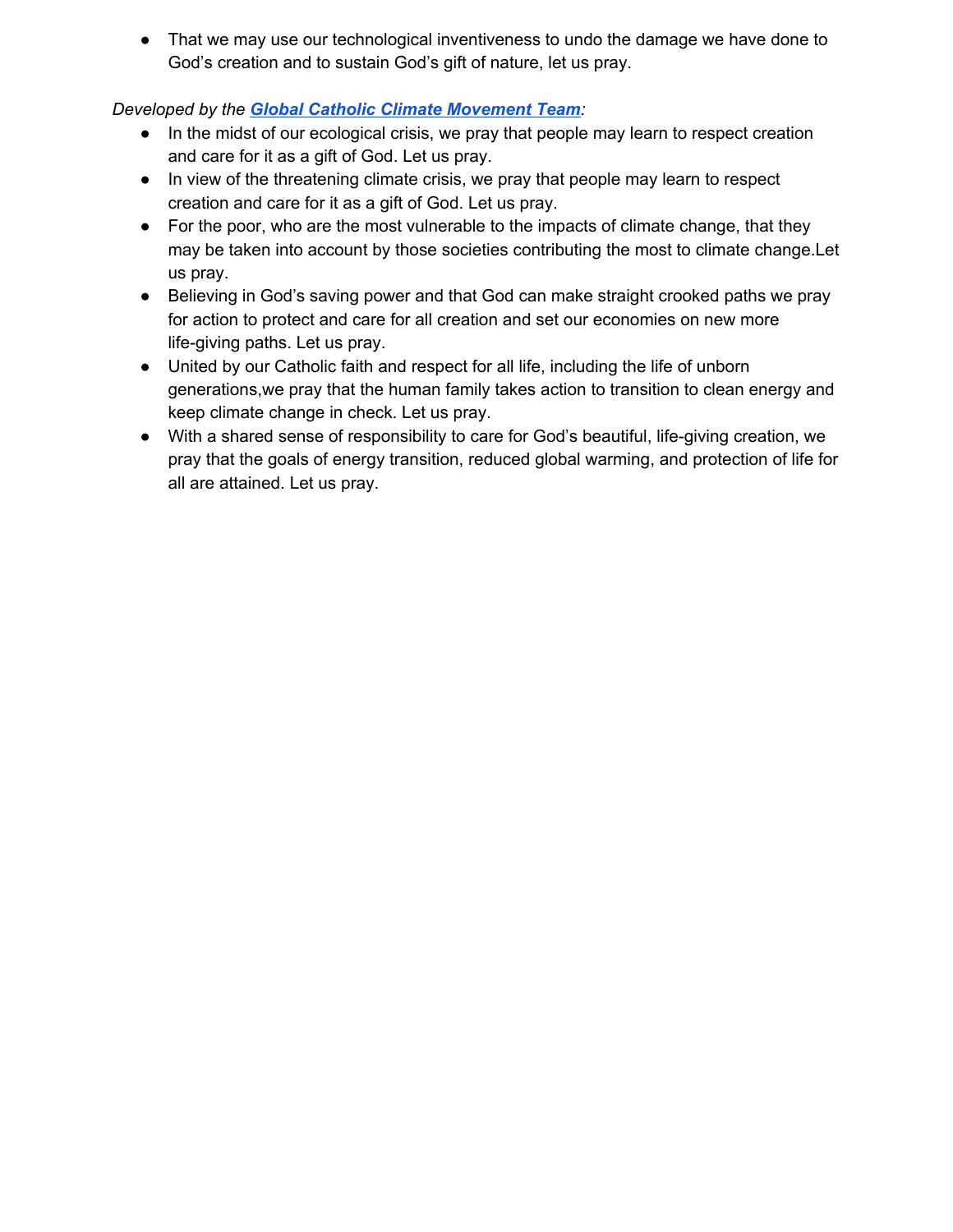- That we may use our technological inventiveness to undo the damage we have done to God's creation and to sustain God's gift of nature, let us pray.

*Developed by the **Global Catholic Climate Movement Team**:*

- In the midst of our ecological crisis, we pray that people may learn to respect creation and care for it as a gift of God. Let us pray.
- In view of the threatening climate crisis, we pray that people may learn to respect creation and care for it as a gift of God. Let us pray.
- For the poor, who are the most vulnerable to the impacts of climate change, that they may be taken into account by those societies contributing the most to climate change.Let us pray.
- Believing in God's saving power and that God can make straight crooked paths we pray for action to protect and care for all creation and set our economies on new more life-giving paths. Let us pray.
- United by our Catholic faith and respect for all life, including the life of unborn generations,we pray that the human family takes action to transition to clean energy and keep climate change in check. Let us pray.
- With a shared sense of responsibility to care for God's beautiful, life-giving creation, we pray that the goals of energy transition, reduced global warming, and protection of life for all are attained. Let us pray.